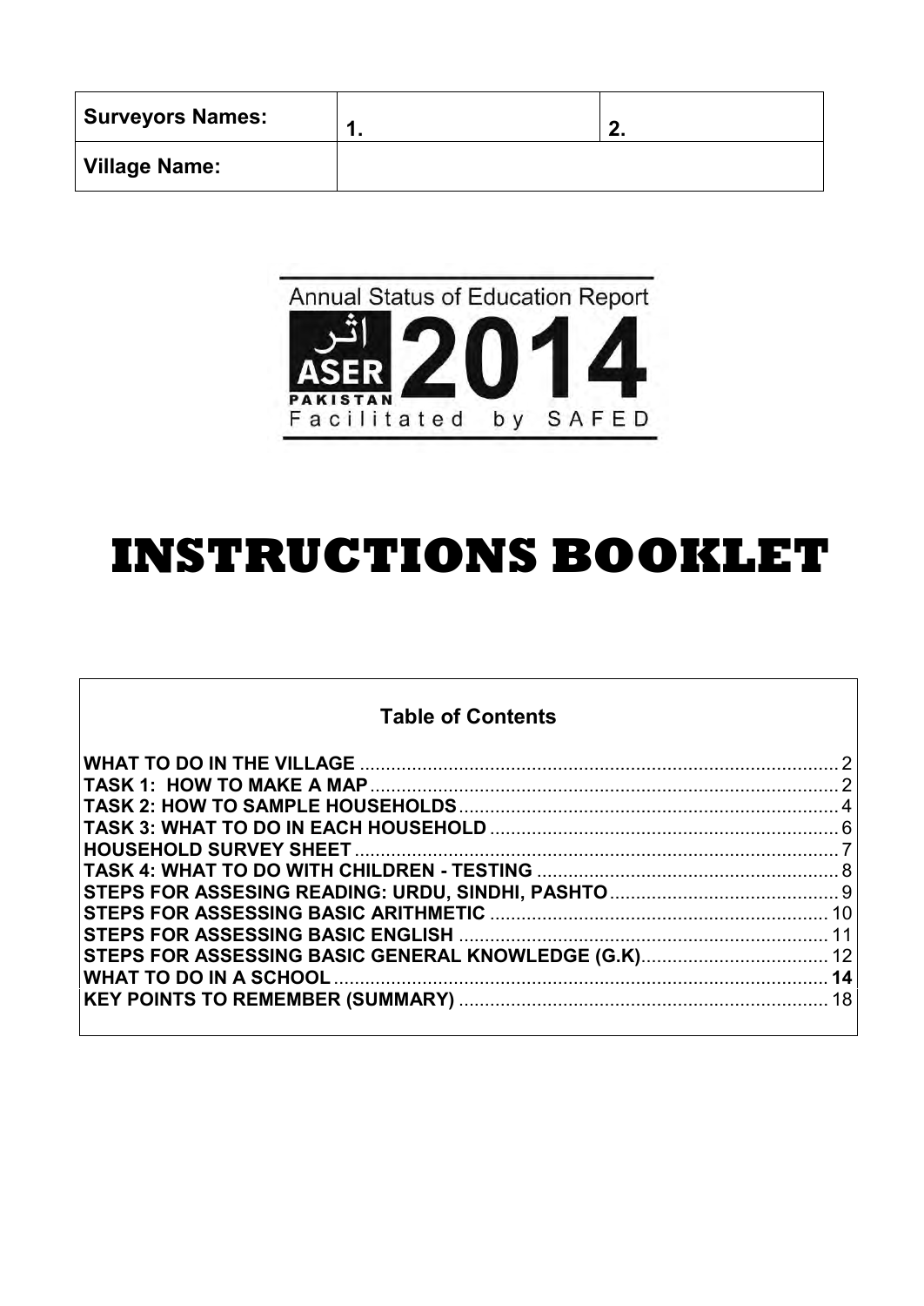| Surveyors Names: | 1. | 2. |
| --- | --- | --- |
| Village Name: | | |

Annual Status of Education Report

اثر ASER PAKISTAN 2014

Facilitated by SAFED

# INSTRUCTIONS BOOKLET

## Table of Contents

| | |
| --- | --- |
| WHAT TO DO IN THE VILLAGE | 2 |
| TASK 1: HOW TO MAKE A MAP | 2 |
| TASK 2: HOW TO SAMPLE HOUSEHOLDS | 4 |
| TASK 3: WHAT TO DO IN EACH HOUSEHOLD | 6 |
| HOUSEHOLD SURVEY SHEET | 7 |
| TASK 4: WHAT TO DO WITH CHILDREN - TESTING | 8 |
| STEPS FOR ASSESING READING: URDU, SINDHI, PASHTO | 9 |
| STEPS FOR ASSESSING BASIC ARITHMETIC | 10 |
| STEPS FOR ASSESSING BASIC ENGLISH | 11 |
| STEPS FOR ASSESSING BASIC GENERAL KNOWLEDGE (G.K) | 12 |
| WHAT TO DO IN A SCHOOL | 14 |
| KEY POINTS TO REMEMBER (SUMMARY) | 18 |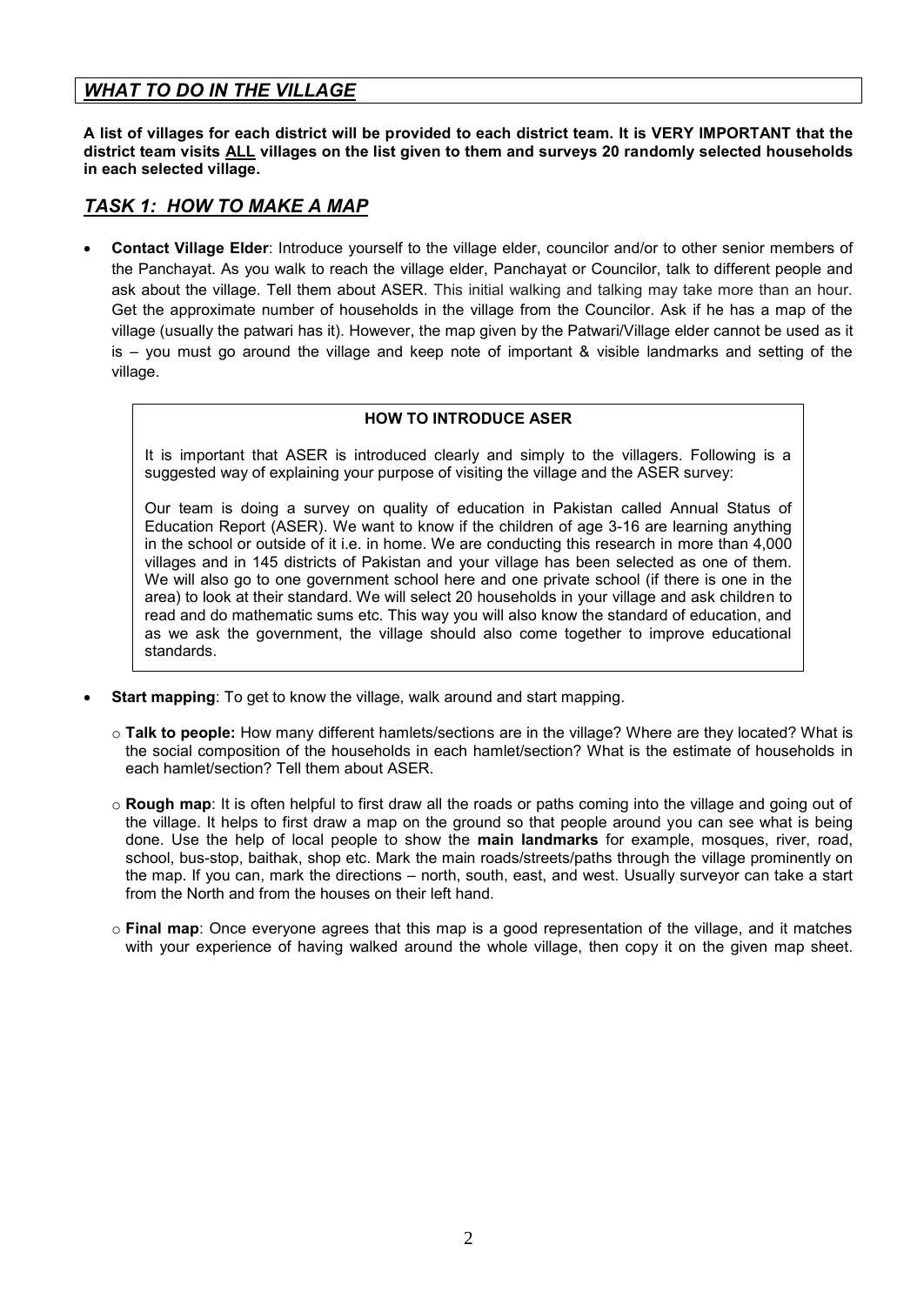## *WHAT TO DO IN THE VILLAGE*

**A list of villages for each district will be provided to each district team. It is VERY IMPORTANT that the district team visits ALL villages on the list given to them and surveys 20 randomly selected households in each selected village.**

## *TASK 1: HOW TO MAKE A MAP*

- **Contact Village Elder**: Introduce yourself to the village elder, councilor and/or to other senior members of the Panchayat. As you walk to reach the village elder, Panchayat or Councilor, talk to different people and ask about the village. Tell them about ASER. This initial walking and talking may take more than an hour. Get the approximate number of households in the village from the Councilor. Ask if he has a map of the village (usually the patwari has it). However, the map given by the Patwari/Village elder cannot be used as it is – you must go around the village and keep note of important & visible landmarks and setting of the village.

> **HOW TO INTRODUCE ASER**
>
> It is important that ASER is introduced clearly and simply to the villagers. Following is a suggested way of explaining your purpose of visiting the village and the ASER survey:
>
> Our team is doing a survey on quality of education in Pakistan called Annual Status of Education Report (ASER). We want to know if the children of age 3-16 are learning anything in the school or outside of it i.e. in home. We are conducting this research in more than 4,000 villages and in 145 districts of Pakistan and your village has been selected as one of them. We will also go to one government school here and one private school (if there is one in the area) to look at their standard. We will select 20 households in your village and ask children to read and do mathematic sums etc. This way you will also know the standard of education, and as we ask the government, the village should also come together to improve educational standards.

- **Start mapping**: To get to know the village, walk around and start mapping.
  - **Talk to people:** How many different hamlets/sections are in the village? Where are they located? What is the social composition of the households in each hamlet/section? What is the estimate of households in each hamlet/section? Tell them about ASER.
  - **Rough map**: It is often helpful to first draw all the roads or paths coming into the village and going out of the village. It helps to first draw a map on the ground so that people around you can see what is being done. Use the help of local people to show the **main landmarks** for example, mosques, river, road, school, bus-stop, baithak, shop etc. Mark the main roads/streets/paths through the village prominently on the map. If you can, mark the directions – north, south, east, and west. Usually surveyor can take a start from the North and from the houses on their left hand.
  - **Final map**: Once everyone agrees that this map is a good representation of the village, and it matches with your experience of having walked around the whole village, then copy it on the given map sheet.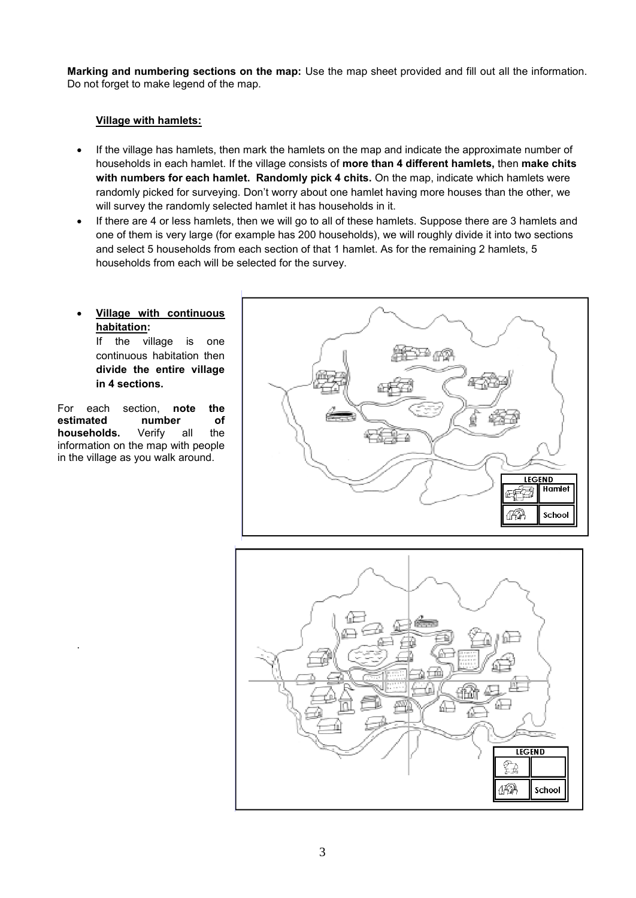**Marking and numbering sections on the map:** Use the map sheet provided and fill out all the information. Do not forget to make legend of the map.

**Village with hamlets:**

- If the village has hamlets, then mark the hamlets on the map and indicate the approximate number of households in each hamlet. If the village consists of **more than 4 different hamlets,** then **make chits with numbers for each hamlet. Randomly pick 4 chits.** On the map, indicate which hamlets were randomly picked for surveying. Don't worry about one hamlet having more houses than the other, we will survey the randomly selected hamlet it has households in it.
- If there are 4 or less hamlets, then we will go to all of these hamlets. Suppose there are 3 hamlets and one of them is very large (for example has 200 households), we will roughly divide it into two sections and select 5 households from each section of that 1 hamlet. As for the remaining 2 hamlets, 5 households from each will be selected for the survey.

- **Village with continuous habitation:** If the village is one continuous habitation then **divide the entire village in 4 sections.**

For each section, **note the estimated number of households.** Verify all the information on the map with people in the village as you walk around.

LEGEND
Hamlet
School

LEGEND
School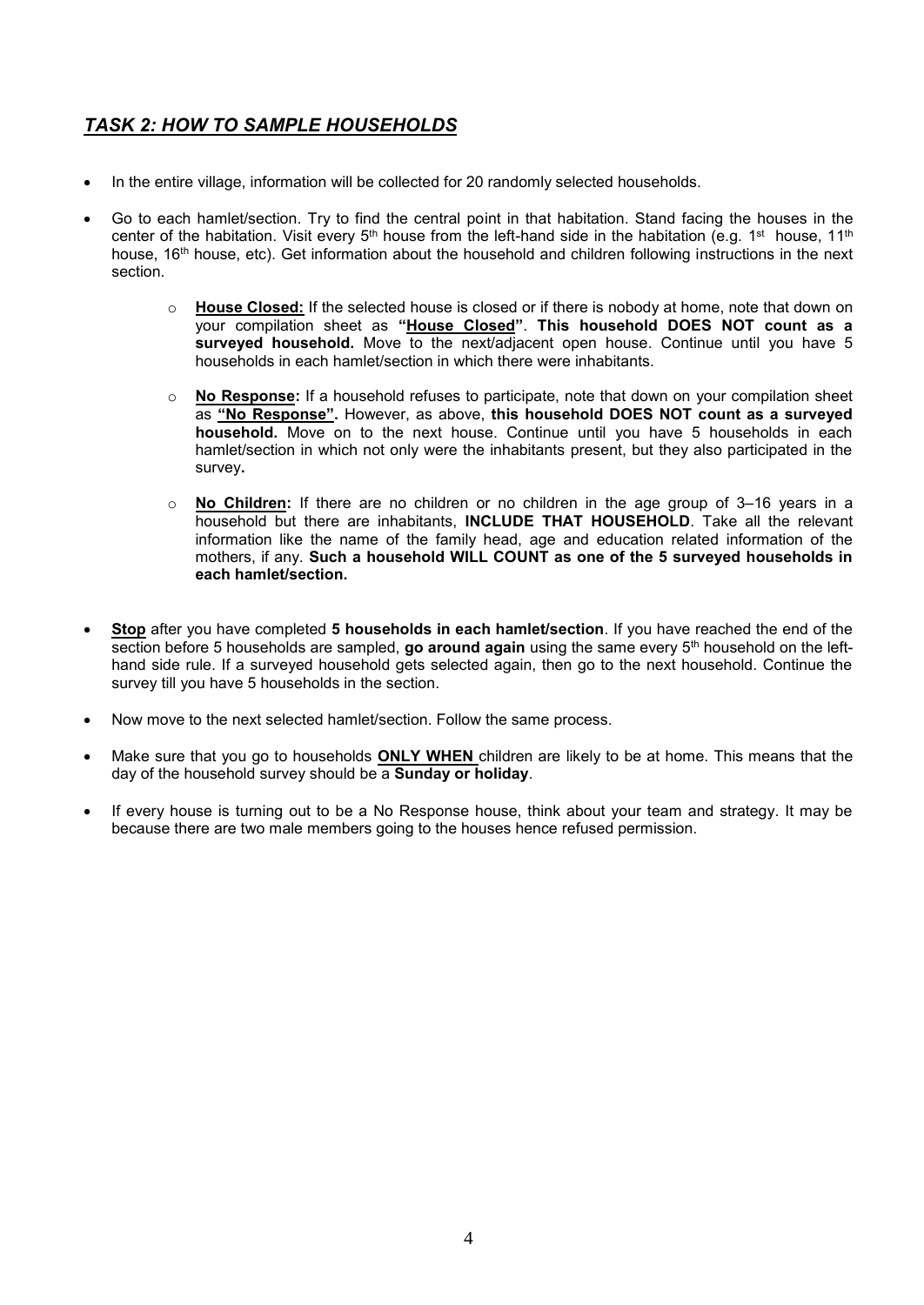## ***TASK 2: HOW TO SAMPLE HOUSEHOLDS***

- In the entire village, information will be collected for 20 randomly selected households.
- Go to each hamlet/section. Try to find the central point in that habitation. Stand facing the houses in the center of the habitation. Visit every 5th house from the left-hand side in the habitation (e.g. 1st house, 11th house, 16th house, etc). Get information about the household and children following instructions in the next section.
  - **House Closed:** If the selected house is closed or if there is nobody at home, note that down on your compilation sheet as **"House Closed"**. **This household DOES NOT count as a surveyed household.** Move to the next/adjacent open house. Continue until you have 5 households in each hamlet/section in which there were inhabitants.
  - **No Response:** If a household refuses to participate, note that down on your compilation sheet as **"No Response".** However, as above, **this household DOES NOT count as a surveyed household.** Move on to the next house. Continue until you have 5 households in each hamlet/section in which not only were the inhabitants present, but they also participated in the survey**.**
  - **No Children:** If there are no children or no children in the age group of 3–16 years in a household but there are inhabitants, **INCLUDE THAT HOUSEHOLD**. Take all the relevant information like the name of the family head, age and education related information of the mothers, if any. **Such a household WILL COUNT as one of the 5 surveyed households in each hamlet/section.**
- **Stop** after you have completed **5 households in each hamlet/section**. If you have reached the end of the section before 5 households are sampled, **go around again** using the same every 5th household on the left-hand side rule. If a surveyed household gets selected again, then go to the next household. Continue the survey till you have 5 households in the section.
- Now move to the next selected hamlet/section. Follow the same process.
- Make sure that you go to households **ONLY WHEN** children are likely to be at home. This means that the day of the household survey should be a **Sunday or holiday**.
- If every house is turning out to be a No Response house, think about your team and strategy. It may be because there are two male members going to the houses hence refused permission.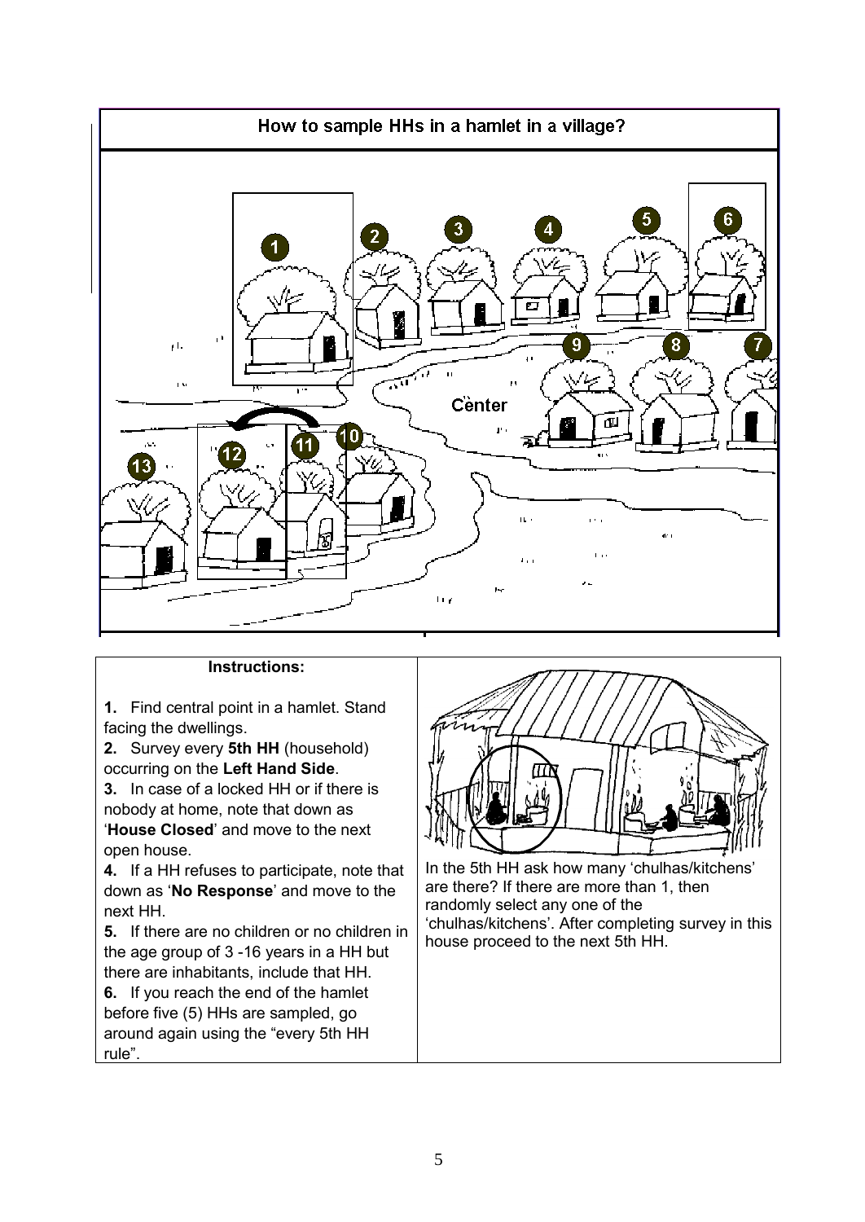## How to sample HHs in a hamlet in a village?

**Instructions:**

1. Find central point in a hamlet. Stand facing the dwellings.
2. Survey every **5th HH** (household) occurring on the **Left Hand Side**.
3. In case of a locked HH or if there is nobody at home, note that down as '**House Closed**' and move to the next open house.
4. If a HH refuses to participate, note that down as '**No Response**' and move to the next HH.
5. If there are no children or no children in the age group of 3 -16 years in a HH but there are inhabitants, include that HH.
6. If you reach the end of the hamlet before five (5) HHs are sampled, go around again using the "every 5th HH rule".

In the 5th HH ask how many 'chulhas/kitchens' are there? If there are more than 1, then randomly select any one of the 'chulhas/kitchens'. After completing survey in this house proceed to the next 5th HH.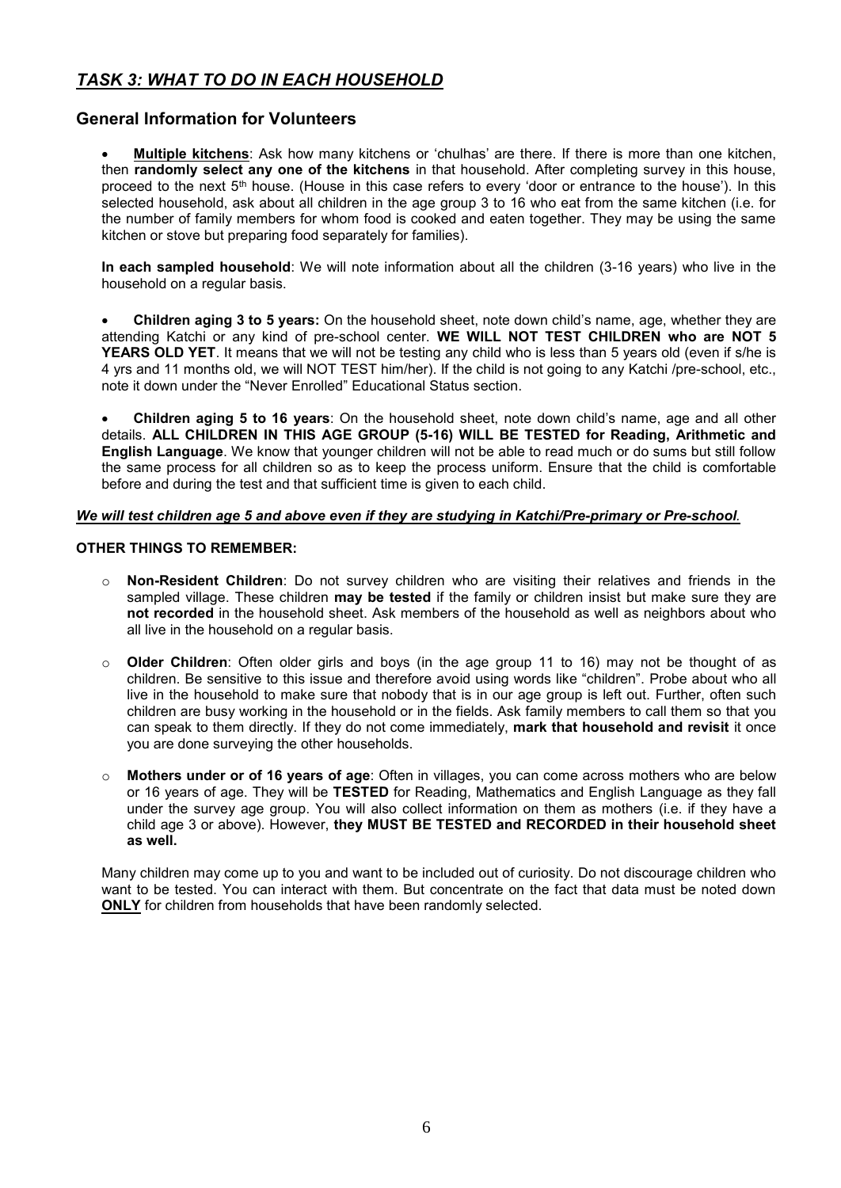## *TASK 3: WHAT TO DO IN EACH HOUSEHOLD*

### General Information for Volunteers

- **Multiple kitchens**: Ask how many kitchens or 'chulhas' are there. If there is more than one kitchen, then **randomly select any one of the kitchens** in that household. After completing survey in this house, proceed to the next 5th house. (House in this case refers to every 'door or entrance to the house'). In this selected household, ask about all children in the age group 3 to 16 who eat from the same kitchen (i.e. for the number of family members for whom food is cooked and eaten together. They may be using the same kitchen or stove but preparing food separately for families).

**In each sampled household**: We will note information about all the children (3-16 years) who live in the household on a regular basis.

- **Children aging 3 to 5 years:** On the household sheet, note down child's name, age, whether they are attending Katchi or any kind of pre-school center. **WE WILL NOT TEST CHILDREN who are NOT 5 YEARS OLD YET**. It means that we will not be testing any child who is less than 5 years old (even if s/he is 4 yrs and 11 months old, we will NOT TEST him/her). If the child is not going to any Katchi /pre-school, etc., note it down under the "Never Enrolled" Educational Status section.

- **Children aging 5 to 16 years**: On the household sheet, note down child's name, age and all other details. **ALL CHILDREN IN THIS AGE GROUP (5-16) WILL BE TESTED for Reading, Arithmetic and English Language**. We know that younger children will not be able to read much or do sums but still follow the same process for all children so as to keep the process uniform. Ensure that the child is comfortable before and during the test and that sufficient time is given to each child.

***We will test children age 5 and above even if they are studying in Katchi/Pre-primary or Pre-school.***

**OTHER THINGS TO REMEMBER:**

- **Non-Resident Children**: Do not survey children who are visiting their relatives and friends in the sampled village. These children **may be tested** if the family or children insist but make sure they are **not recorded** in the household sheet. Ask members of the household as well as neighbors about who all live in the household on a regular basis.

- **Older Children**: Often older girls and boys (in the age group 11 to 16) may not be thought of as children. Be sensitive to this issue and therefore avoid using words like "children". Probe about who all live in the household to make sure that nobody that is in our age group is left out. Further, often such children are busy working in the household or in the fields. Ask family members to call them so that you can speak to them directly. If they do not come immediately, **mark that household and revisit** it once you are done surveying the other households.

- **Mothers under or of 16 years of age**: Often in villages, you can come across mothers who are below or 16 years of age. They will be **TESTED** for Reading, Mathematics and English Language as they fall under the survey age group. You will also collect information on them as mothers (i.e. if they have a child age 3 or above). However, **they MUST BE TESTED and RECORDED in their household sheet as well.**

Many children may come up to you and want to be included out of curiosity. Do not discourage children who want to be tested. You can interact with them. But concentrate on the fact that data must be noted down **ONLY** for children from households that have been randomly selected.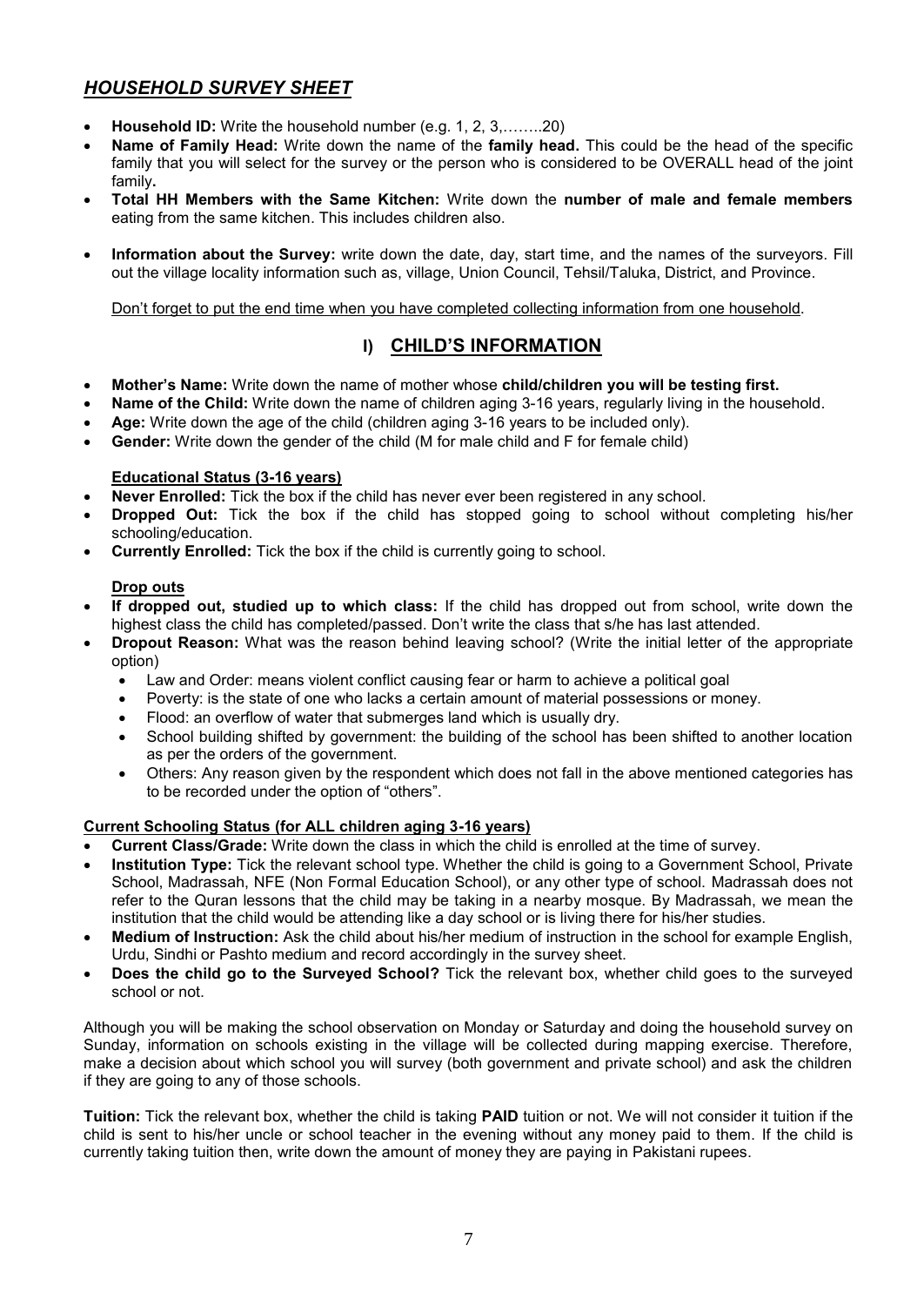## ***HOUSEHOLD SURVEY SHEET***

- **Household ID:** Write the household number (e.g. 1, 2, 3,……..20)
- **Name of Family Head:** Write down the name of the **family head.** This could be the head of the specific family that you will select for the survey or the person who is considered to be OVERALL head of the joint family**.**
- **Total HH Members with the Same Kitchen:** Write down the **number of male and female members** eating from the same kitchen. This includes children also.
- **Information about the Survey:** write down the date, day, start time, and the names of the surveyors. Fill out the village locality information such as, village, Union Council, Tehsil/Taluka, District, and Province.

<u>Don't forget to put the end time when you have completed collecting information from one household</u>.

## I) <u>CHILD'S INFORMATION</u>

- **Mother's Name:** Write down the name of mother whose **child/children you will be testing first.**
- **Name of the Child:** Write down the name of children aging 3-16 years, regularly living in the household.
- **Age:** Write down the age of the child (children aging 3-16 years to be included only).
- **Gender:** Write down the gender of the child (M for male child and F for female child)

**<u>Educational Status (3-16 years)</u>**

- **Never Enrolled:** Tick the box if the child has never ever been registered in any school.
- **Dropped Out:** Tick the box if the child has stopped going to school without completing his/her schooling/education.
- **Currently Enrolled:** Tick the box if the child is currently going to school.

**<u>Drop outs</u>**

- **If dropped out, studied up to which class:** If the child has dropped out from school, write down the highest class the child has completed/passed. Don't write the class that s/he has last attended.
- **Dropout Reason:** What was the reason behind leaving school? (Write the initial letter of the appropriate option)
  - Law and Order: means violent conflict causing fear or harm to achieve a political goal
  - Poverty: is the state of one who lacks a certain amount of material possessions or money.
  - Flood: an overflow of water that submerges land which is usually dry.
  - School building shifted by government: the building of the school has been shifted to another location as per the orders of the government.
  - Others: Any reason given by the respondent which does not fall in the above mentioned categories has to be recorded under the option of "others".

**<u>Current Schooling Status (for ALL children aging 3-16 years)</u>**

- **Current Class/Grade:** Write down the class in which the child is enrolled at the time of survey.
- **Institution Type:** Tick the relevant school type. Whether the child is going to a Government School, Private School, Madrassah, NFE (Non Formal Education School), or any other type of school. Madrassah does not refer to the Quran lessons that the child may be taking in a nearby mosque. By Madrassah, we mean the institution that the child would be attending like a day school or is living there for his/her studies.
- **Medium of Instruction:** Ask the child about his/her medium of instruction in the school for example English, Urdu, Sindhi or Pashto medium and record accordingly in the survey sheet.
- **Does the child go to the Surveyed School?** Tick the relevant box, whether child goes to the surveyed school or not.

Although you will be making the school observation on Monday or Saturday and doing the household survey on Sunday, information on schools existing in the village will be collected during mapping exercise. Therefore, make a decision about which school you will survey (both government and private school) and ask the children if they are going to any of those schools.

**Tuition:** Tick the relevant box, whether the child is taking **PAID** tuition or not. We will not consider it tuition if the child is sent to his/her uncle or school teacher in the evening without any money paid to them. If the child is currently taking tuition then, write down the amount of money they are paying in Pakistani rupees.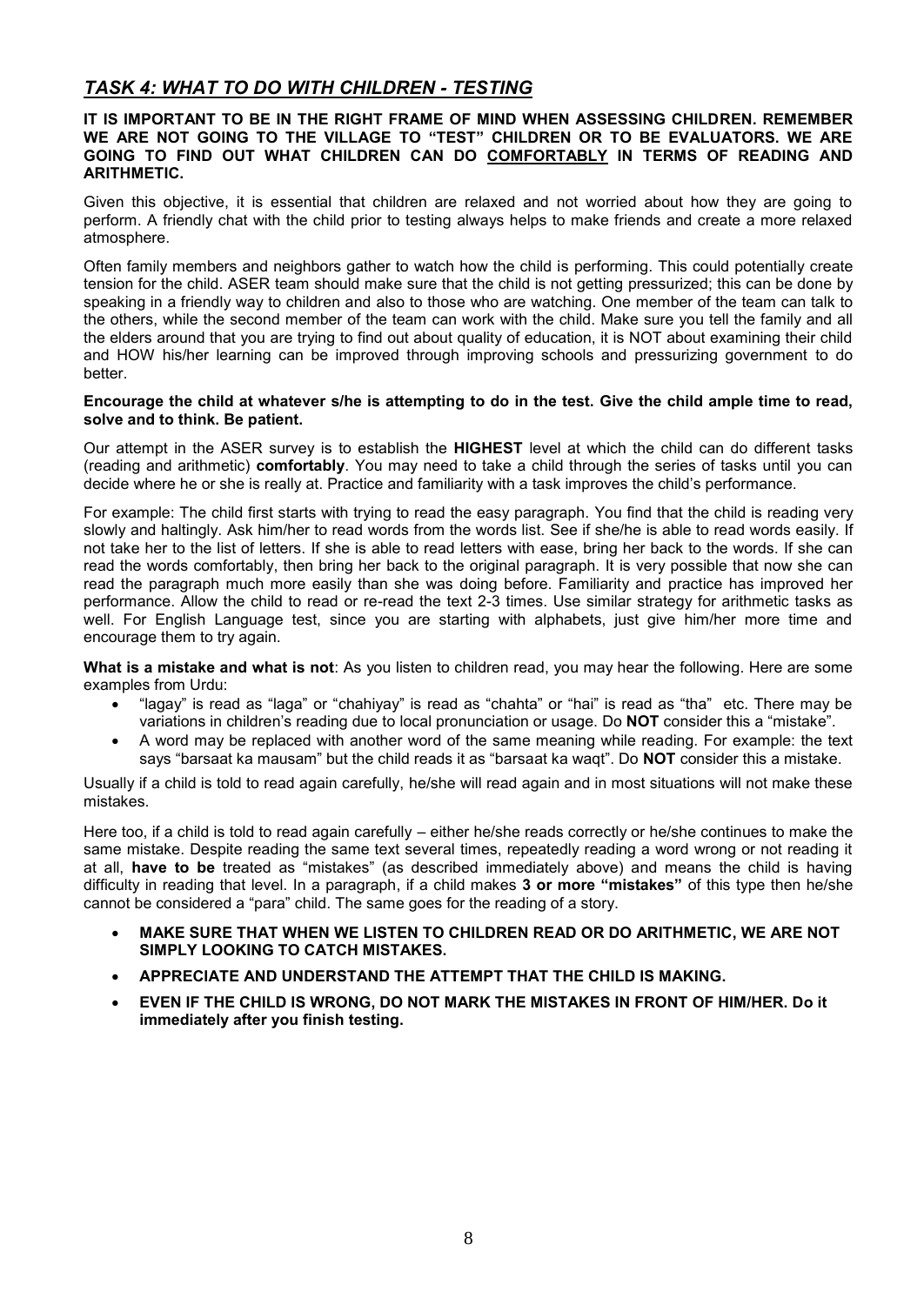## *TASK 4: WHAT TO DO WITH CHILDREN - TESTING*

**IT IS IMPORTANT TO BE IN THE RIGHT FRAME OF MIND WHEN ASSESSING CHILDREN. REMEMBER WE ARE NOT GOING TO THE VILLAGE TO "TEST" CHILDREN OR TO BE EVALUATORS. WE ARE GOING TO FIND OUT WHAT CHILDREN CAN DO <u>COMFORTABLY</u> IN TERMS OF READING AND ARITHMETIC.**

Given this objective, it is essential that children are relaxed and not worried about how they are going to perform. A friendly chat with the child prior to testing always helps to make friends and create a more relaxed atmosphere.

Often family members and neighbors gather to watch how the child is performing. This could potentially create tension for the child. ASER team should make sure that the child is not getting pressurized; this can be done by speaking in a friendly way to children and also to those who are watching. One member of the team can talk to the others, while the second member of the team can work with the child. Make sure you tell the family and all the elders around that you are trying to find out about quality of education, it is NOT about examining their child and HOW his/her learning can be improved through improving schools and pressurizing government to do better.

**Encourage the child at whatever s/he is attempting to do in the test. Give the child ample time to read, solve and to think. Be patient.**

Our attempt in the ASER survey is to establish the **HIGHEST** level at which the child can do different tasks (reading and arithmetic) **comfortably**. You may need to take a child through the series of tasks until you can decide where he or she is really at. Practice and familiarity with a task improves the child's performance.

For example: The child first starts with trying to read the easy paragraph. You find that the child is reading very slowly and haltingly. Ask him/her to read words from the words list. See if she/he is able to read words easily. If not take her to the list of letters. If she is able to read letters with ease, bring her back to the words. If she can read the words comfortably, then bring her back to the original paragraph. It is very possible that now she can read the paragraph much more easily than she was doing before. Familiarity and practice has improved her performance. Allow the child to read or re-read the text 2-3 times. Use similar strategy for arithmetic tasks as well. For English Language test, since you are starting with alphabets, just give him/her more time and encourage them to try again.

**What is a mistake and what is not**: As you listen to children read, you may hear the following. Here are some examples from Urdu:

- "lagay" is read as "laga" or "chahiyay" is read as "chahta" or "hai" is read as "tha" etc. There may be variations in children's reading due to local pronunciation or usage. Do **NOT** consider this a "mistake".
- A word may be replaced with another word of the same meaning while reading. For example: the text says "barsaat ka mausam" but the child reads it as "barsaat ka waqt". Do **NOT** consider this a mistake.

Usually if a child is told to read again carefully, he/she will read again and in most situations will not make these mistakes.

Here too, if a child is told to read again carefully – either he/she reads correctly or he/she continues to make the same mistake. Despite reading the same text several times, repeatedly reading a word wrong or not reading it at all, **have to be** treated as "mistakes" (as described immediately above) and means the child is having difficulty in reading that level. In a paragraph, if a child makes **3 or more "mistakes"** of this type then he/she cannot be considered a "para" child. The same goes for the reading of a story.

- **MAKE SURE THAT WHEN WE LISTEN TO CHILDREN READ OR DO ARITHMETIC, WE ARE NOT SIMPLY LOOKING TO CATCH MISTAKES.**
- **APPRECIATE AND UNDERSTAND THE ATTEMPT THAT THE CHILD IS MAKING.**
- **EVEN IF THE CHILD IS WRONG, DO NOT MARK THE MISTAKES IN FRONT OF HIM/HER. Do it immediately after you finish testing.**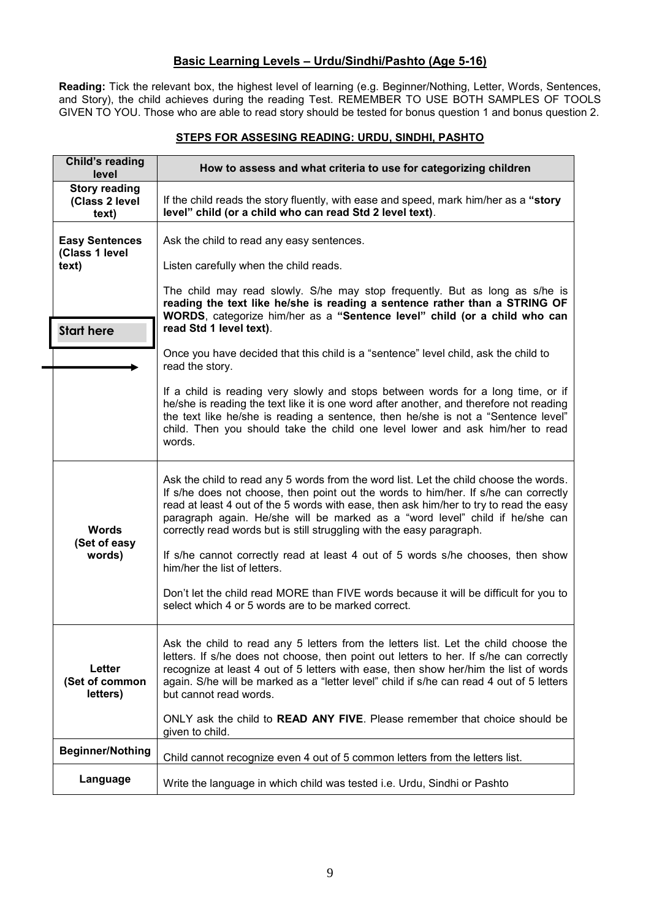# Basic Learning Levels – Urdu/Sindhi/Pashto (Age 5-16)

**Reading:** Tick the relevant box, the highest level of learning (e.g. Beginner/Nothing, Letter, Words, Sentences, and Story), the child achieves during the reading Test. REMEMBER TO USE BOTH SAMPLES OF TOOLS GIVEN TO YOU. Those who are able to read story should be tested for bonus question 1 and bonus question 2.

## STEPS FOR ASSESING READING: URDU, SINDHI, PASHTO

| Child's reading level | How to assess and what criteria to use for categorizing children |
|---|---|
| **Story reading (Class 2 level text)** | If the child reads the story fluently, with ease and speed, mark him/her as a **"story level" child (or a child who can read Std 2 level text)**. |
| **Easy Sentences (Class 1 level text)**<br><br>**Start here** → | Ask the child to read any easy sentences.<br><br>Listen carefully when the child reads.<br><br>The child may read slowly. S/he may stop frequently. But as long as s/he is **reading the text like he/she is reading a sentence rather than a STRING OF WORDS**, categorize him/her as a **"Sentence level" child (or a child who can read Std 1 level text)**.<br><br>Once you have decided that this child is a "sentence" level child, ask the child to read the story.<br><br>If a child is reading very slowly and stops between words for a long time, or if he/she is reading the text like it is one word after another, and therefore not reading the text like he/she is reading a sentence, then he/she is not a "Sentence level" child. Then you should take the child one level lower and ask him/her to read words. |
| **Words (Set of easy words)** | Ask the child to read any 5 words from the word list. Let the child choose the words. If s/he does not choose, then point out the words to him/her. If s/he can correctly read at least 4 out of the 5 words with ease, then ask him/her to try to read the easy paragraph again. He/She will be marked as a "word level" child if he/she can correctly read words but is still struggling with the easy paragraph.<br><br>If s/he cannot correctly read at least 4 out of 5 words s/he chooses, then show him/her the list of letters.<br><br>Don't let the child read MORE than FIVE words because it will be difficult for you to select which 4 or 5 words are to be marked correct. |
| **Letter (Set of common letters)** | Ask the child to read any 5 letters from the letters list. Let the child choose the letters. If s/he does not choose, then point out letters to her. If s/he can correctly recognize at least 4 out of 5 letters with ease, then show her/him the list of words again. S/he will be marked as a "letter level" child if s/he can read 4 out of 5 letters but cannot read words.<br><br>ONLY ask the child to **READ ANY FIVE**. Please remember that choice should be given to child. |
| **Beginner/Nothing** | Child cannot recognize even 4 out of 5 common letters from the letters list. |
| **Language** | Write the language in which child was tested i.e. Urdu, Sindhi or Pashto |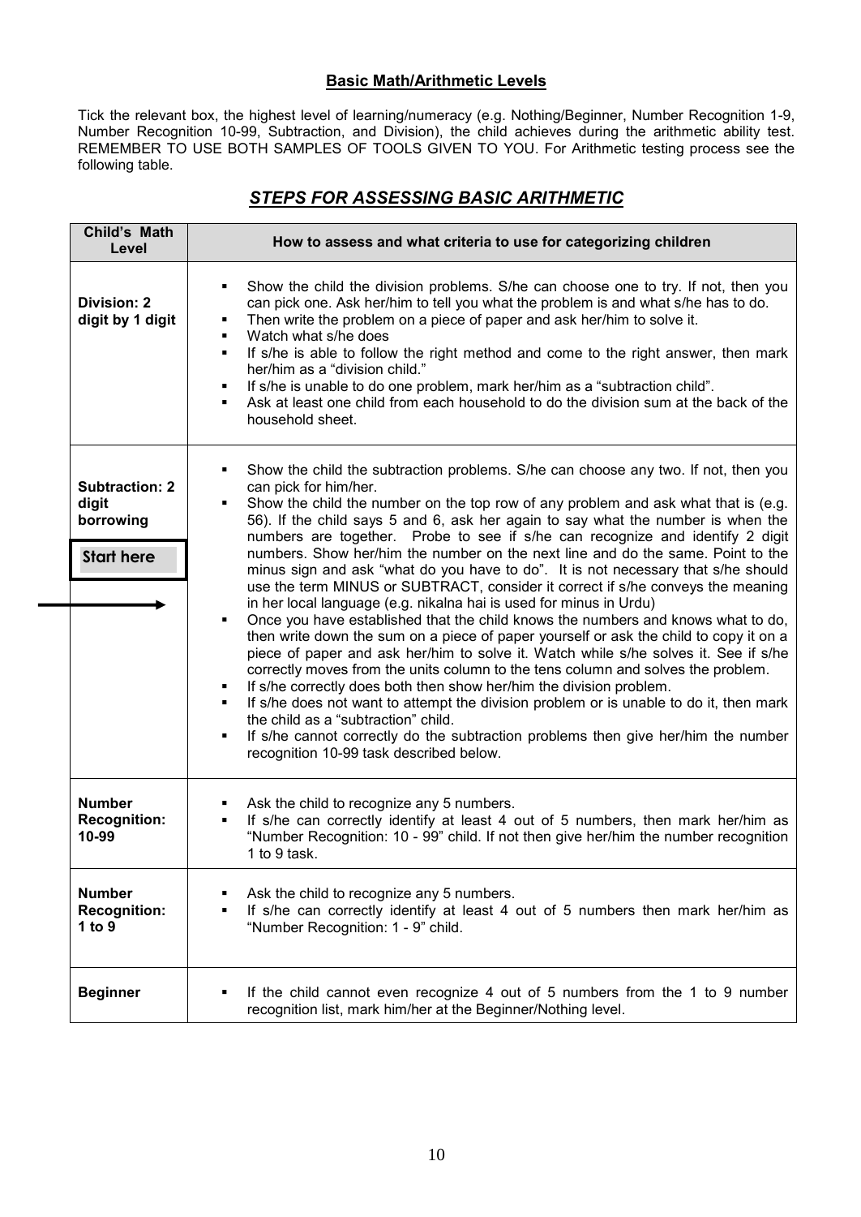**Basic Math/Arithmetic Levels**

Tick the relevant box, the highest level of learning/numeracy (e.g. Nothing/Beginner, Number Recognition 1-9, Number Recognition 10-99, Subtraction, and Division), the child achieves during the arithmetic ability test. REMEMBER TO USE BOTH SAMPLES OF TOOLS GIVEN TO YOU. For Arithmetic testing process see the following table.

## *STEPS FOR ASSESSING BASIC ARITHMETIC*

| Child's Math Level | How to assess and what criteria to use for categorizing children |
|---|---|
| **Division: 2 digit by 1 digit** | ▪ Show the child the division problems. S/he can choose one to try. If not, then you can pick one. Ask her/him to tell you what the problem is and what s/he has to do.<br>▪ Then write the problem on a piece of paper and ask her/him to solve it.<br>▪ Watch what s/he does<br>▪ If s/he is able to follow the right method and come to the right answer, then mark her/him as a "division child."<br>▪ If s/he is unable to do one problem, mark her/him as a "subtraction child".<br>▪ Ask at least one child from each household to do the division sum at the back of the household sheet. |
| **Subtraction: 2 digit borrowing**<br><br>**Start here** | ▪ Show the child the subtraction problems. S/he can choose any two. If not, then you can pick for him/her.<br>▪ Show the child the number on the top row of any problem and ask what that is (e.g. 56). If the child says 5 and 6, ask her again to say what the number is when the numbers are together. Probe to see if s/he can recognize and identify 2 digit numbers. Show her/him the number on the next line and do the same. Point to the minus sign and ask "what do you have to do". It is not necessary that s/he should use the term MINUS or SUBTRACT, consider it correct if s/he conveys the meaning in her local language (e.g. nikalna hai is used for minus in Urdu)<br>▪ Once you have established that the child knows the numbers and knows what to do, then write down the sum on a piece of paper yourself or ask the child to copy it on a piece of paper and ask her/him to solve it. Watch while s/he solves it. See if s/he correctly moves from the units column to the tens column and solves the problem.<br>▪ If s/he correctly does both then show her/him the division problem.<br>▪ If s/he does not want to attempt the division problem or is unable to do it, then mark the child as a "subtraction" child.<br>▪ If s/he cannot correctly do the subtraction problems then give her/him the number recognition 10-99 task described below. |
| **Number Recognition: 10-99** | ▪ Ask the child to recognize any 5 numbers.<br>▪ If s/he can correctly identify at least 4 out of 5 numbers, then mark her/him as "Number Recognition: 10 - 99" child. If not then give her/him the number recognition 1 to 9 task. |
| **Number Recognition: 1 to 9** | ▪ Ask the child to recognize any 5 numbers.<br>▪ If s/he can correctly identify at least 4 out of 5 numbers then mark her/him as "Number Recognition: 1 - 9" child. |
| **Beginner** | ▪ If the child cannot even recognize 4 out of 5 numbers from the 1 to 9 number recognition list, mark him/her at the Beginner/Nothing level. |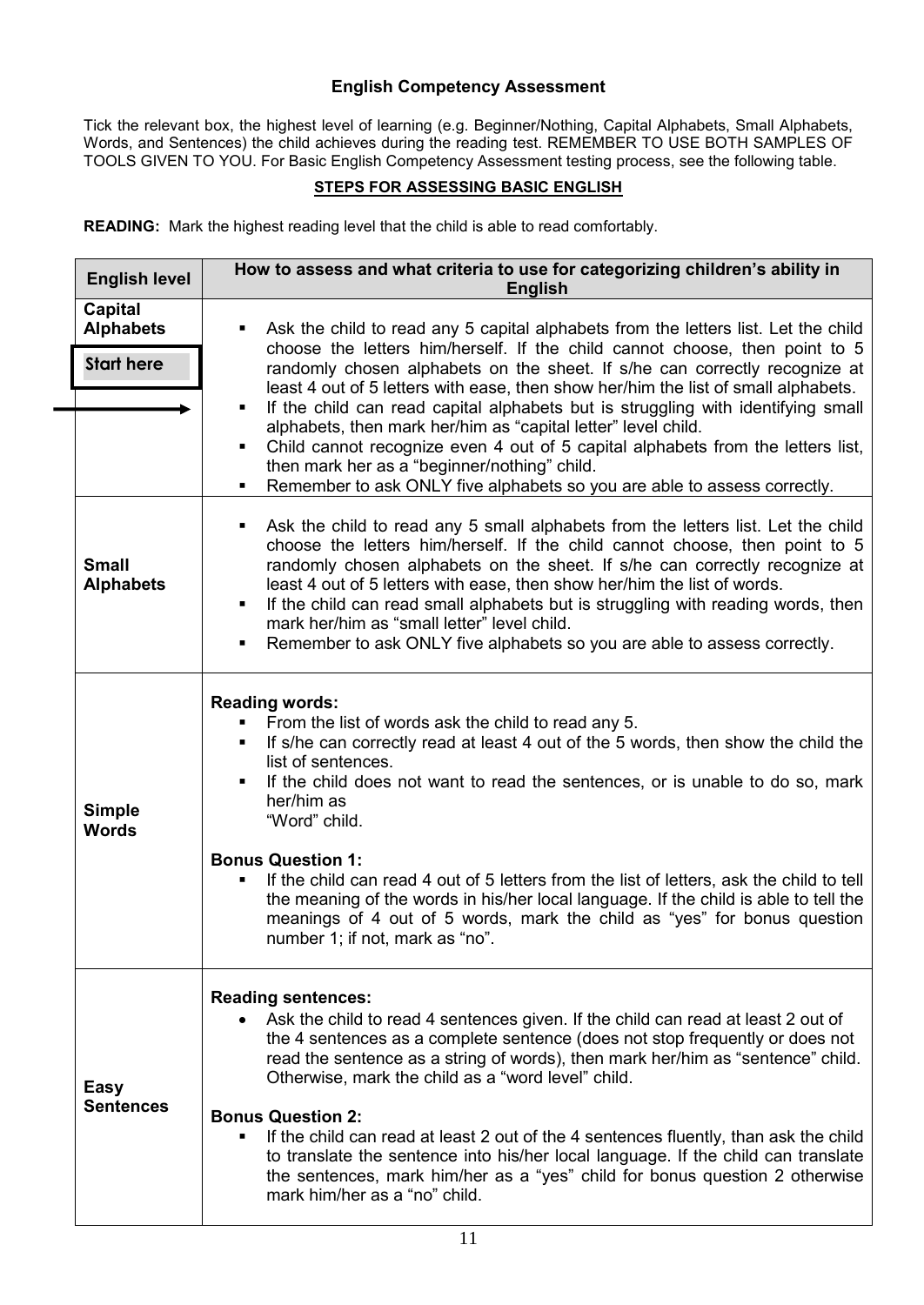### English Competency Assessment

Tick the relevant box, the highest level of learning (e.g. Beginner/Nothing, Capital Alphabets, Small Alphabets, Words, and Sentences) the child achieves during the reading test. REMEMBER TO USE BOTH SAMPLES OF TOOLS GIVEN TO YOU. For Basic English Competency Assessment testing process, see the following table.

**STEPS FOR ASSESSING BASIC ENGLISH**

**READING:** Mark the highest reading level that the child is able to read comfortably.

| English level | How to assess and what criteria to use for categorizing children's ability in English |
|---|---|
| **Capital Alphabets** <br> **Start here** | ▪ Ask the child to read any 5 capital alphabets from the letters list. Let the child choose the letters him/herself. If the child cannot choose, then point to 5 randomly chosen alphabets on the sheet. If s/he can correctly recognize at least 4 out of 5 letters with ease, then show her/him the list of small alphabets.<br>▪ If the child can read capital alphabets but is struggling with identifying small alphabets, then mark her/him as "capital letter" level child.<br>▪ Child cannot recognize even 4 out of 5 capital alphabets from the letters list, then mark her as a "beginner/nothing" child.<br>▪ Remember to ask ONLY five alphabets so you are able to assess correctly. |
| **Small Alphabets** | ▪ Ask the child to read any 5 small alphabets from the letters list. Let the child choose the letters him/herself. If the child cannot choose, then point to 5 randomly chosen alphabets on the sheet. If s/he can correctly recognize at least 4 out of 5 letters with ease, then show her/him the list of words.<br>▪ If the child can read small alphabets but is struggling with reading words, then mark her/him as "small letter" level child.<br>▪ Remember to ask ONLY five alphabets so you are able to assess correctly. |
| **Simple Words** | **Reading words:**<br>▪ From the list of words ask the child to read any 5.<br>▪ If s/he can correctly read at least 4 out of the 5 words, then show the child the list of sentences.<br>▪ If the child does not want to read the sentences, or is unable to do so, mark her/him as "Word" child.<br><br>**Bonus Question 1:**<br>▪ If the child can read 4 out of 5 letters from the list of letters, ask the child to tell the meaning of the words in his/her local language. If the child is able to tell the meanings of 4 out of 5 words, mark the child as "yes" for bonus question number 1; if not, mark as "no". |
| **Easy Sentences** | **Reading sentences:**<br>• Ask the child to read 4 sentences given. If the child can read at least 2 out of the 4 sentences as a complete sentence (does not stop frequently or does not read the sentence as a string of words), then mark her/him as "sentence" child. Otherwise, mark the child as a "word level" child.<br><br>**Bonus Question 2:**<br>▪ If the child can read at least 2 out of the 4 sentences fluently, than ask the child to translate the sentence into his/her local language. If the child can translate the sentences, mark him/her as a "yes" child for bonus question 2 otherwise mark him/her as a "no" child. |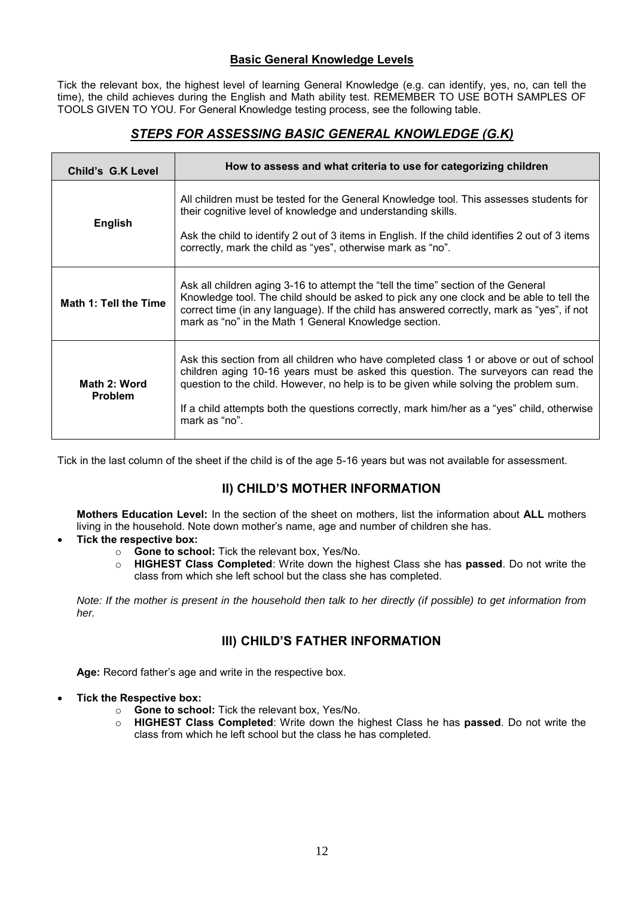### Basic General Knowledge Levels

Tick the relevant box, the highest level of learning General Knowledge (e.g. can identify, yes, no, can tell the time), the child achieves during the English and Math ability test. REMEMBER TO USE BOTH SAMPLES OF TOOLS GIVEN TO YOU. For General Knowledge testing process, see the following table.

## *STEPS FOR ASSESSING BASIC GENERAL KNOWLEDGE (G.K)*

| Child's G.K Level | How to assess and what criteria to use for categorizing children |
|---|---|
| **English** | All children must be tested for the General Knowledge tool. This assesses students for their cognitive level of knowledge and understanding skills.<br><br>Ask the child to identify 2 out of 3 items in English. If the child identifies 2 out of 3 items correctly, mark the child as "yes", otherwise mark as "no". |
| **Math 1: Tell the Time** | Ask all children aging 3-16 to attempt the "tell the time" section of the General Knowledge tool. The child should be asked to pick any one clock and be able to tell the correct time (in any language). If the child has answered correctly, mark as "yes", if not mark as "no" in the Math 1 General Knowledge section. |
| **Math 2: Word Problem** | Ask this section from all children who have completed class 1 or above or out of school children aging 10-16 years must be asked this question. The surveyors can read the question to the child. However, no help is to be given while solving the problem sum.<br><br>If a child attempts both the questions correctly, mark him/her as a "yes" child, otherwise mark as "no". |

Tick in the last column of the sheet if the child is of the age 5-16 years but was not available for assessment.

## II) CHILD'S MOTHER INFORMATION

**Mothers Education Level:** In the section of the sheet on mothers, list the information about **ALL** mothers living in the household. Note down mother's name, age and number of children she has.

- **Tick the respective box:**
  - **Gone to school:** Tick the relevant box, Yes/No.
  - **HIGHEST Class Completed**: Write down the highest Class she has **passed**. Do not write the class from which she left school but the class she has completed.

*Note: If the mother is present in the household then talk to her directly (if possible) to get information from her.*

## III) CHILD'S FATHER INFORMATION

**Age:** Record father's age and write in the respective box.

- **Tick the Respective box:**
  - **Gone to school:** Tick the relevant box, Yes/No.
  - **HIGHEST Class Completed**: Write down the highest Class he has **passed**. Do not write the class from which he left school but the class he has completed.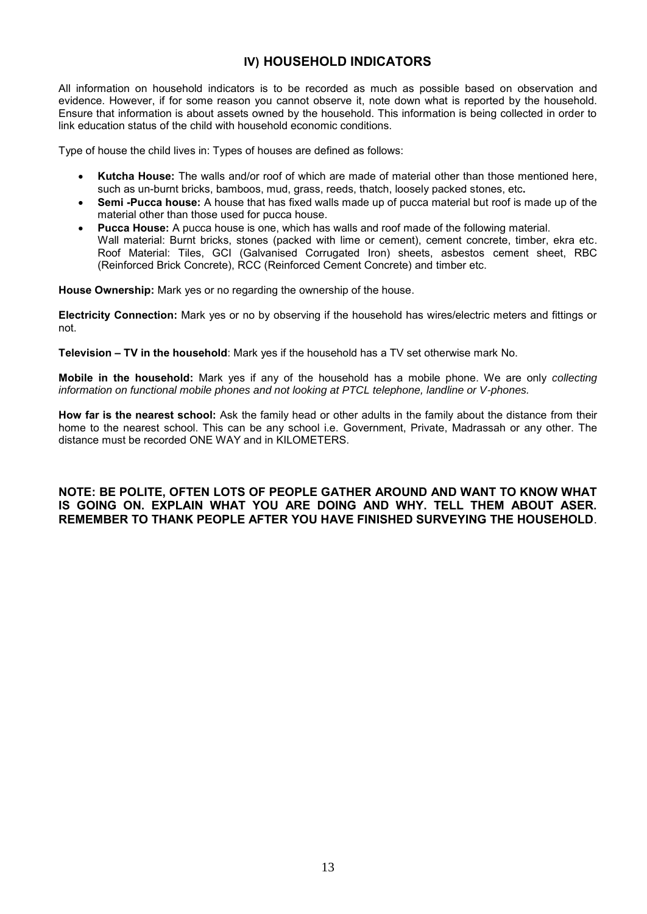## IV) HOUSEHOLD INDICATORS

All information on household indicators is to be recorded as much as possible based on observation and evidence. However, if for some reason you cannot observe it, note down what is reported by the household. Ensure that information is about assets owned by the household. This information is being collected in order to link education status of the child with household economic conditions.

Type of house the child lives in: Types of houses are defined as follows:

- **Kutcha House:** The walls and/or roof of which are made of material other than those mentioned here, such as un-burnt bricks, bamboos, mud, grass, reeds, thatch, loosely packed stones, etc**.**
- **Semi -Pucca house:** A house that has fixed walls made up of pucca material but roof is made up of the material other than those used for pucca house.
- **Pucca House:** A pucca house is one, which has walls and roof made of the following material.
  Wall material: Burnt bricks, stones (packed with lime or cement), cement concrete, timber, ekra etc.
  Roof Material: Tiles, GCI (Galvanised Corrugated Iron) sheets, asbestos cement sheet, RBC (Reinforced Brick Concrete), RCC (Reinforced Cement Concrete) and timber etc.

**House Ownership:** Mark yes or no regarding the ownership of the house.

**Electricity Connection:** Mark yes or no by observing if the household has wires/electric meters and fittings or not.

**Television – TV in the household**: Mark yes if the household has a TV set otherwise mark No.

**Mobile in the household:** Mark yes if any of the household has a mobile phone. We are only *collecting information on functional mobile phones and not looking at PTCL telephone, landline or V-phones.*

**How far is the nearest school:** Ask the family head or other adults in the family about the distance from their home to the nearest school. This can be any school i.e. Government, Private, Madrassah or any other. The distance must be recorded ONE WAY and in KILOMETERS.

**NOTE: BE POLITE, OFTEN LOTS OF PEOPLE GATHER AROUND AND WANT TO KNOW WHAT IS GOING ON. EXPLAIN WHAT YOU ARE DOING AND WHY. TELL THEM ABOUT ASER. REMEMBER TO THANK PEOPLE AFTER YOU HAVE FINISHED SURVEYING THE HOUSEHOLD**.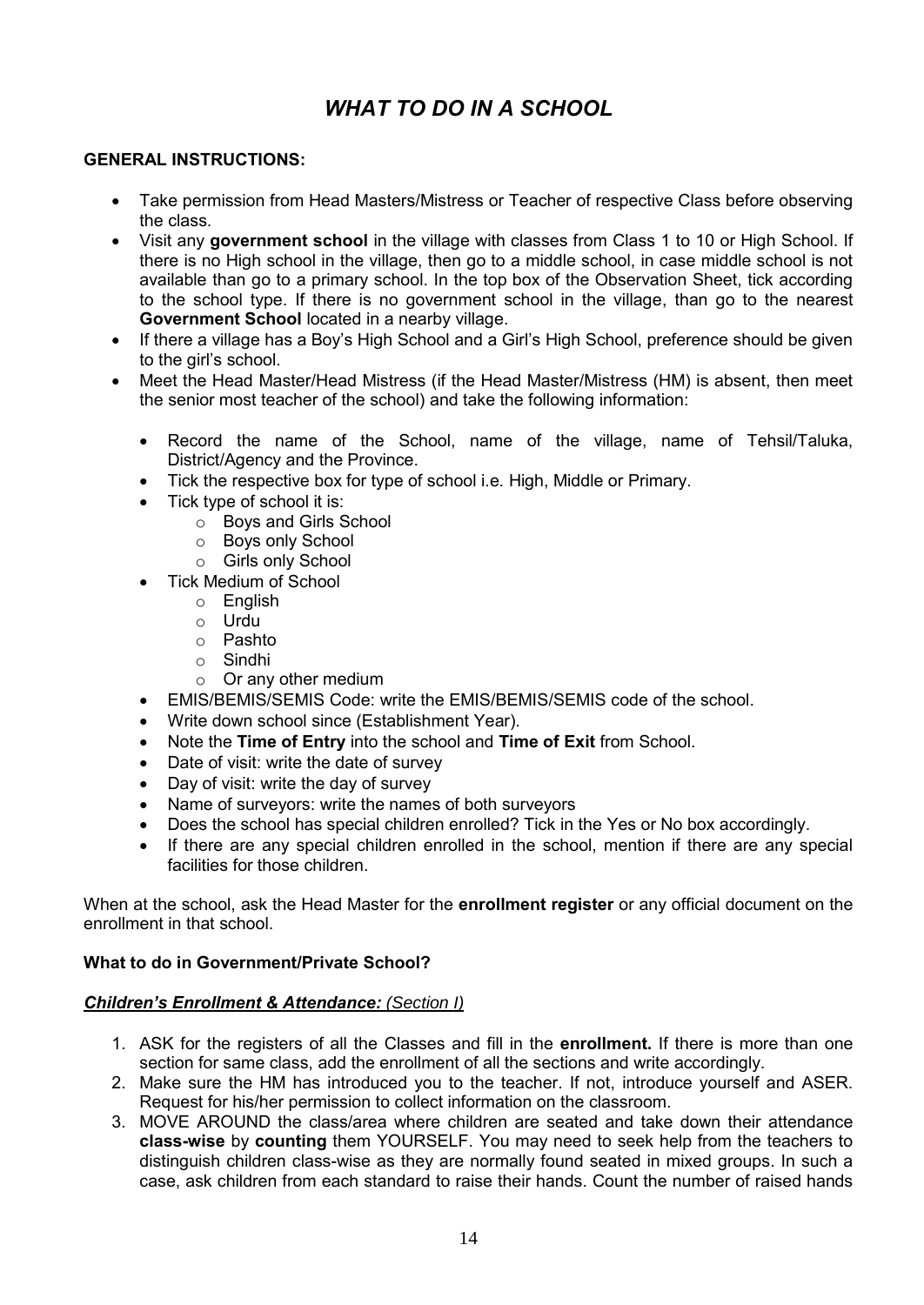# *WHAT TO DO IN A SCHOOL*

**GENERAL INSTRUCTIONS:**

- Take permission from Head Masters/Mistress or Teacher of respective Class before observing the class.
- Visit any **government school** in the village with classes from Class 1 to 10 or High School. If there is no High school in the village, then go to a middle school, in case middle school is not available than go to a primary school. In the top box of the Observation Sheet, tick according to the school type. If there is no government school in the village, than go to the nearest **Government School** located in a nearby village.
- If there a village has a Boy's High School and a Girl's High School, preference should be given to the girl's school.
- Meet the Head Master/Head Mistress (if the Head Master/Mistress (HM) is absent, then meet the senior most teacher of the school) and take the following information:
  - Record the name of the School, name of the village, name of Tehsil/Taluka, District/Agency and the Province.
  - Tick the respective box for type of school i.e. High, Middle or Primary.
  - Tick type of school it is:
    - Boys and Girls School
    - Boys only School
    - Girls only School
  - Tick Medium of School
    - English
    - Urdu
    - Pashto
    - Sindhi
    - Or any other medium
  - EMIS/BEMIS/SEMIS Code: write the EMIS/BEMIS/SEMIS code of the school.
  - Write down school since (Establishment Year).
  - Note the **Time of Entry** into the school and **Time of Exit** from School.
  - Date of visit: write the date of survey
  - Day of visit: write the day of survey
  - Name of surveyors: write the names of both surveyors
  - Does the school has special children enrolled? Tick in the Yes or No box accordingly.
  - If there are any special children enrolled in the school, mention if there are any special facilities for those children.

When at the school, ask the Head Master for the **enrollment register** or any official document on the enrollment in that school.

**What to do in Government/Private School?**

***Children's Enrollment & Attendance:*** *(Section I)*

1. ASK for the registers of all the Classes and fill in the **enrollment.** If there is more than one section for same class, add the enrollment of all the sections and write accordingly.
2. Make sure the HM has introduced you to the teacher. If not, introduce yourself and ASER. Request for his/her permission to collect information on the classroom.
3. MOVE AROUND the class/area where children are seated and take down their attendance **class-wise** by **counting** them YOURSELF. You may need to seek help from the teachers to distinguish children class-wise as they are normally found seated in mixed groups. In such a case, ask children from each standard to raise their hands. Count the number of raised hands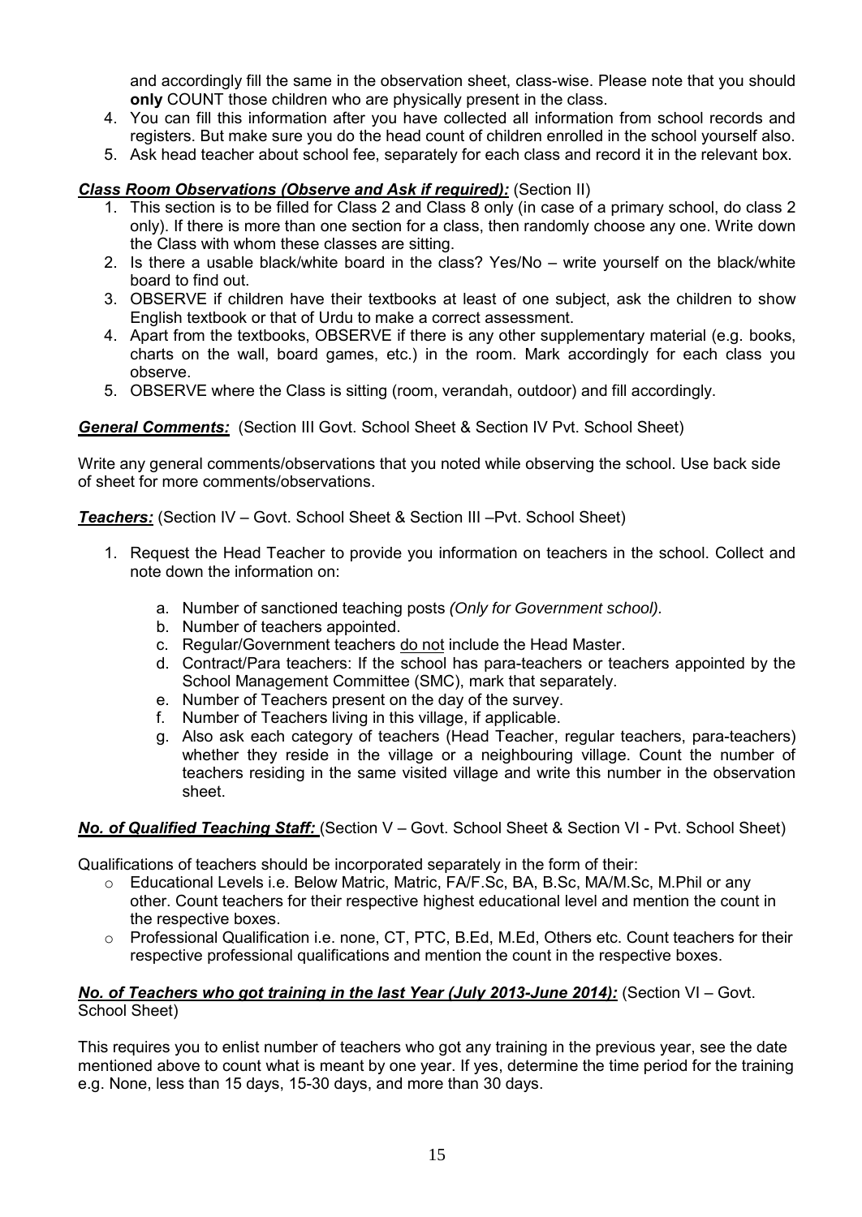and accordingly fill the same in the observation sheet, class-wise. Please note that you should **only** COUNT those children who are physically present in the class.

4. You can fill this information after you have collected all information from school records and registers. But make sure you do the head count of children enrolled in the school yourself also.
5. Ask head teacher about school fee, separately for each class and record it in the relevant box.

***Class Room Observations (Observe and Ask if required):*** (Section II)

1. This section is to be filled for Class 2 and Class 8 only (in case of a primary school, do class 2 only). If there is more than one section for a class, then randomly choose any one. Write down the Class with whom these classes are sitting.
2. Is there a usable black/white board in the class? Yes/No – write yourself on the black/white board to find out.
3. OBSERVE if children have their textbooks at least of one subject, ask the children to show English textbook or that of Urdu to make a correct assessment.
4. Apart from the textbooks, OBSERVE if there is any other supplementary material (e.g. books, charts on the wall, board games, etc.) in the room. Mark accordingly for each class you observe.
5. OBSERVE where the Class is sitting (room, verandah, outdoor) and fill accordingly.

***General Comments:*** (Section III Govt. School Sheet & Section IV Pvt. School Sheet)

Write any general comments/observations that you noted while observing the school. Use back side of sheet for more comments/observations.

***Teachers:*** (Section IV – Govt. School Sheet & Section III –Pvt. School Sheet)

1. Request the Head Teacher to provide you information on teachers in the school. Collect and note down the information on:
   a. Number of sanctioned teaching posts *(Only for Government school).*
   b. Number of teachers appointed.
   c. Regular/Government teachers <u>do not</u> include the Head Master.
   d. Contract/Para teachers: If the school has para-teachers or teachers appointed by the School Management Committee (SMC), mark that separately.
   e. Number of Teachers present on the day of the survey.
   f. Number of Teachers living in this village, if applicable.
   g. Also ask each category of teachers (Head Teacher, regular teachers, para-teachers) whether they reside in the village or a neighbouring village. Count the number of teachers residing in the same visited village and write this number in the observation sheet.

***No. of Qualified Teaching Staff:*** (Section V – Govt. School Sheet & Section VI - Pvt. School Sheet)

Qualifications of teachers should be incorporated separately in the form of their:

- Educational Levels i.e. Below Matric, Matric, FA/F.Sc, BA, B.Sc, MA/M.Sc, M.Phil or any other. Count teachers for their respective highest educational level and mention the count in the respective boxes.
- Professional Qualification i.e. none, CT, PTC, B.Ed, M.Ed, Others etc. Count teachers for their respective professional qualifications and mention the count in the respective boxes.

***No. of Teachers who got training in the last Year (July 2013-June 2014):*** (Section VI – Govt. School Sheet)

This requires you to enlist number of teachers who got any training in the previous year, see the date mentioned above to count what is meant by one year. If yes, determine the time period for the training e.g. None, less than 15 days, 15-30 days, and more than 30 days.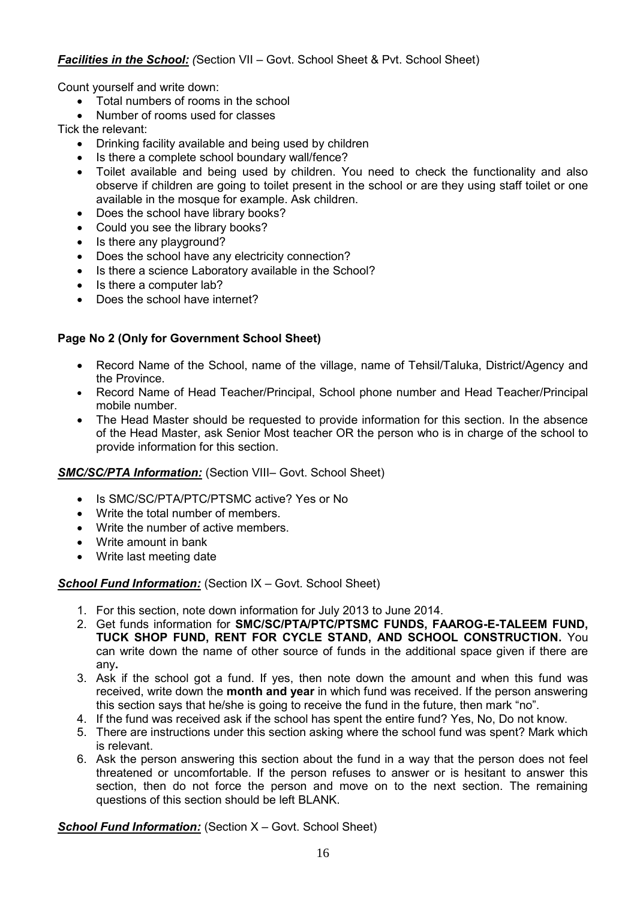***Facilities in the School:*** *(*Section VII – Govt. School Sheet & Pvt. School Sheet)

Count yourself and write down:

- Total numbers of rooms in the school
- Number of rooms used for classes

Tick the relevant:

- Drinking facility available and being used by children
- Is there a complete school boundary wall/fence?
- Toilet available and being used by children. You need to check the functionality and also observe if children are going to toilet present in the school or are they using staff toilet or one available in the mosque for example. Ask children.
- Does the school have library books?
- Could you see the library books?
- Is there any playground?
- Does the school have any electricity connection?
- Is there a science Laboratory available in the School?
- Is there a computer lab?
- Does the school have internet?

**Page No 2 (Only for Government School Sheet)**

- Record Name of the School, name of the village, name of Tehsil/Taluka, District/Agency and the Province.
- Record Name of Head Teacher/Principal, School phone number and Head Teacher/Principal mobile number.
- The Head Master should be requested to provide information for this section. In the absence of the Head Master, ask Senior Most teacher OR the person who is in charge of the school to provide information for this section.

***SMC/SC/PTA Information:*** (Section VIII– Govt. School Sheet)

- Is SMC/SC/PTA/PTC/PTSMC active? Yes or No
- Write the total number of members.
- Write the number of active members.
- Write amount in bank
- Write last meeting date

***School Fund Information:*** (Section IX – Govt. School Sheet)

1. For this section, note down information for July 2013 to June 2014.
2. Get funds information for **SMC/SC/PTA/PTC/PTSMC FUNDS, FAAROG-E-TALEEM FUND, TUCK SHOP FUND, RENT FOR CYCLE STAND, AND SCHOOL CONSTRUCTION.** You can write down the name of other source of funds in the additional space given if there are any**.**
3. Ask if the school got a fund. If yes, then note down the amount and when this fund was received, write down the **month and year** in which fund was received. If the person answering this section says that he/she is going to receive the fund in the future, then mark "no".
4. If the fund was received ask if the school has spent the entire fund? Yes, No, Do not know.
5. There are instructions under this section asking where the school fund was spent? Mark which is relevant.
6. Ask the person answering this section about the fund in a way that the person does not feel threatened or uncomfortable. If the person refuses to answer or is hesitant to answer this section, then do not force the person and move on to the next section. The remaining questions of this section should be left BLANK.

***School Fund Information:*** (Section X – Govt. School Sheet)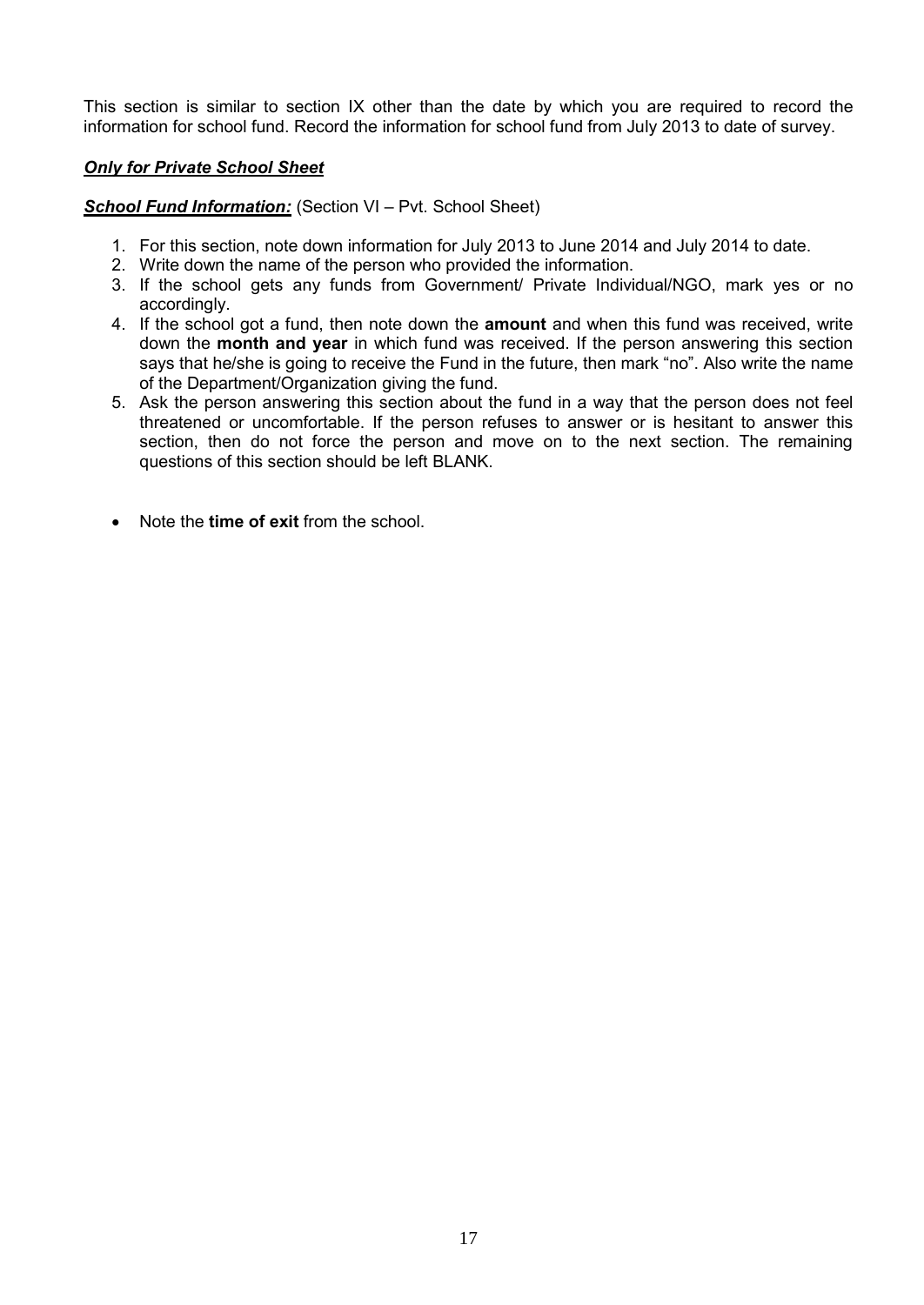This section is similar to section IX other than the date by which you are required to record the information for school fund. Record the information for school fund from July 2013 to date of survey.

***Only for Private School Sheet***

***School Fund Information:*** (Section VI – Pvt. School Sheet)

1. For this section, note down information for July 2013 to June 2014 and July 2014 to date.
2. Write down the name of the person who provided the information.
3. If the school gets any funds from Government/ Private Individual/NGO, mark yes or no accordingly.
4. If the school got a fund, then note down the **amount** and when this fund was received, write down the **month and year** in which fund was received. If the person answering this section says that he/she is going to receive the Fund in the future, then mark "no". Also write the name of the Department/Organization giving the fund.
5. Ask the person answering this section about the fund in a way that the person does not feel threatened or uncomfortable. If the person refuses to answer or is hesitant to answer this section, then do not force the person and move on to the next section. The remaining questions of this section should be left BLANK.

- Note the **time of exit** from the school.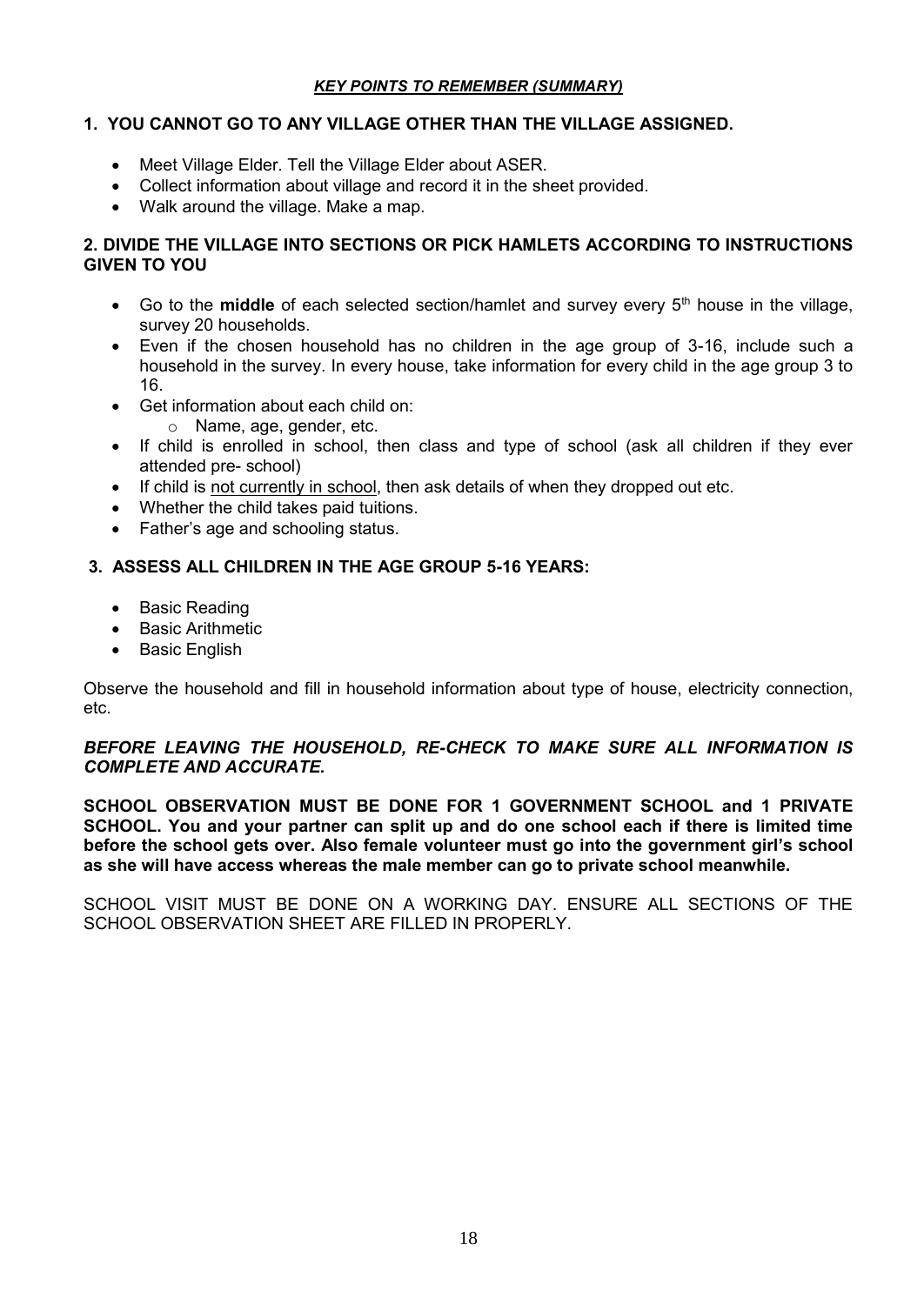***KEY POINTS TO REMEMBER (SUMMARY)***

**1. YOU CANNOT GO TO ANY VILLAGE OTHER THAN THE VILLAGE ASSIGNED.**

- Meet Village Elder. Tell the Village Elder about ASER.
- Collect information about village and record it in the sheet provided.
- Walk around the village. Make a map.

**2. DIVIDE THE VILLAGE INTO SECTIONS OR PICK HAMLETS ACCORDING TO INSTRUCTIONS GIVEN TO YOU**

- Go to the **middle** of each selected section/hamlet and survey every 5th house in the village, survey 20 households.
- Even if the chosen household has no children in the age group of 3-16, include such a household in the survey. In every house, take information for every child in the age group 3 to 16.
- Get information about each child on:
  - Name, age, gender, etc.
- If child is enrolled in school, then class and type of school (ask all children if they ever attended pre- school)
- If child is not currently in school, then ask details of when they dropped out etc.
- Whether the child takes paid tuitions.
- Father's age and schooling status.

**3. ASSESS ALL CHILDREN IN THE AGE GROUP 5-16 YEARS:**

- Basic Reading
- Basic Arithmetic
- Basic English

Observe the household and fill in household information about type of house, electricity connection, etc.

***BEFORE LEAVING THE HOUSEHOLD, RE-CHECK TO MAKE SURE ALL INFORMATION IS COMPLETE AND ACCURATE.***

**SCHOOL OBSERVATION MUST BE DONE FOR 1 GOVERNMENT SCHOOL and 1 PRIVATE SCHOOL. You and your partner can split up and do one school each if there is limited time before the school gets over. Also female volunteer must go into the government girl's school as she will have access whereas the male member can go to private school meanwhile.**

SCHOOL VISIT MUST BE DONE ON A WORKING DAY. ENSURE ALL SECTIONS OF THE SCHOOL OBSERVATION SHEET ARE FILLED IN PROPERLY.